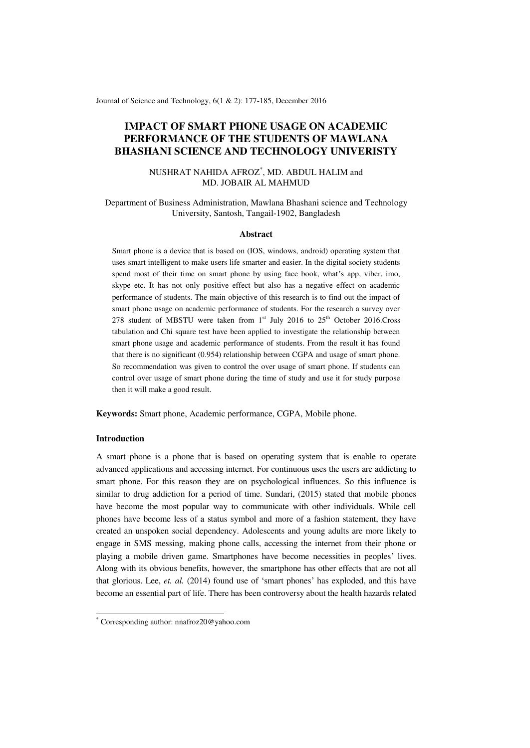# IMPACT OF SMART PHONE USAGE ON ACADEMIC PERFORMANCE OF THE STUDENTS OF MAWLANA BHASHANI SCIENCE AND TECHNOLOGY UNIVERISTY

NUSHRAT NAHIDA AFROZ*, MD. ABDUL HALIM and MD. JOBAIR AL MAHMUD

Department of Business Administration, Mawlana Bhashani science and Technology University, Santosh, Tangail-1902, Bangladesh

## Abstract

Smart phone is a device that is based on (IOS, windows, android) operating system that uses smart intelligent to make users life smarter and easier. In the digital society students spend most of their time on smart phone by using face book, what's app, viber, imo, skype etc. It has not only positive effect but also has a negative effect on academic performance of students. The main objective of this research is to find out the impact of smart phone usage on academic performance of students. For the research a survey over 278 student of MBSTU were taken from 1st July 2016 to 25th October 2016.Cross tabulation and Chi square test have been applied to investigate the relationship between smart phone usage and academic performance of students. From the result it has found that there is no significant (0.954) relationship between CGPA and usage of smart phone. So recommendation was given to control the over usage of smart phone. If students can control over usage of smart phone during the time of study and use it for study purpose then it will make a good result.

**Keywords:** Smart phone, Academic performance, CGPA, Mobile phone.

## Introduction

A smart phone is a phone that is based on operating system that is enable to operate advanced applications and accessing internet. For continuous uses the users are addicting to smart phone. For this reason they are on psychological influences. So this influence is similar to drug addiction for a period of time. Sundari, (2015) stated that mobile phones have become the most popular way to communicate with other individuals. While cell phones have become less of a status symbol and more of a fashion statement, they have created an unspoken social dependency. Adolescents and young adults are more likely to engage in SMS messing, making phone calls, accessing the internet from their phone or playing a mobile driven game. Smartphones have become necessities in peoples' lives. Along with its obvious benefits, however, the smartphone has other effects that are not all that glorious. Lee, *et. al.* (2014) found use of 'smart phones' has exploded, and this have become an essential part of life. There has been controversy about the health hazards related

* Corresponding author: nnafroz20@yahoo.com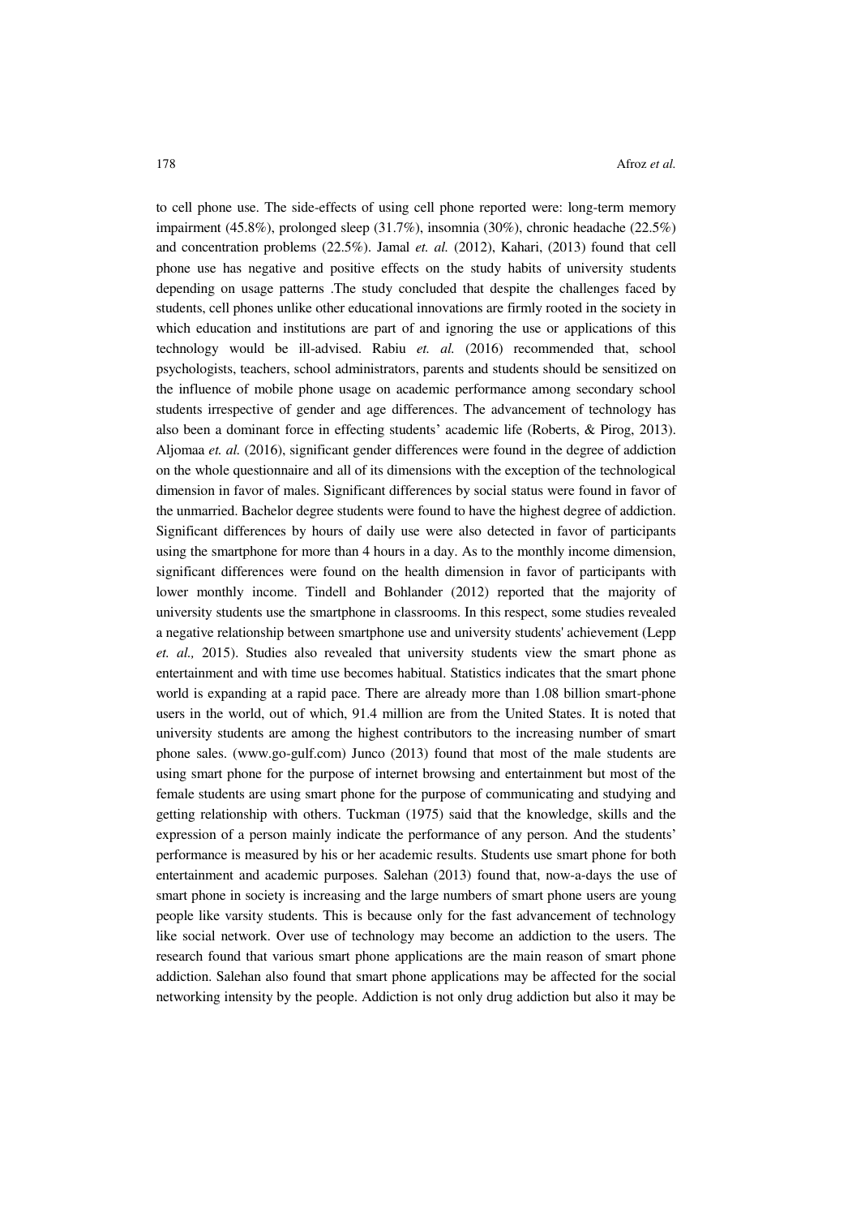to cell phone use. The side-effects of using cell phone reported were: long-term memory impairment (45.8%), prolonged sleep (31.7%), insomnia (30%), chronic headache (22.5%) and concentration problems (22.5%). Jamal *et. al.* (2012), Kahari, (2013) found that cell phone use has negative and positive effects on the study habits of university students depending on usage patterns .The study concluded that despite the challenges faced by students, cell phones unlike other educational innovations are firmly rooted in the society in which education and institutions are part of and ignoring the use or applications of this technology would be ill-advised. Rabiu *et. al.* (2016) recommended that, school psychologists, teachers, school administrators, parents and students should be sensitized on the influence of mobile phone usage on academic performance among secondary school students irrespective of gender and age differences. The advancement of technology has also been a dominant force in effecting students' academic life (Roberts, & Pirog, 2013). Aljomaa *et. al.* (2016), significant gender differences were found in the degree of addiction on the whole questionnaire and all of its dimensions with the exception of the technological dimension in favor of males. Significant differences by social status were found in favor of the unmarried. Bachelor degree students were found to have the highest degree of addiction. Significant differences by hours of daily use were also detected in favor of participants using the smartphone for more than 4 hours in a day. As to the monthly income dimension, significant differences were found on the health dimension in favor of participants with lower monthly income. Tindell and Bohlander (2012) reported that the majority of university students use the smartphone in classrooms. In this respect, some studies revealed a negative relationship between smartphone use and university students' achievement (Lepp *et. al.,* 2015). Studies also revealed that university students view the smart phone as entertainment and with time use becomes habitual. Statistics indicates that the smart phone world is expanding at a rapid pace. There are already more than 1.08 billion smart-phone users in the world, out of which, 91.4 million are from the United States. It is noted that university students are among the highest contributors to the increasing number of smart phone sales. (www.go-gulf.com) Junco (2013) found that most of the male students are using smart phone for the purpose of internet browsing and entertainment but most of the female students are using smart phone for the purpose of communicating and studying and getting relationship with others. Tuckman (1975) said that the knowledge, skills and the expression of a person mainly indicate the performance of any person. And the students' performance is measured by his or her academic results. Students use smart phone for both entertainment and academic purposes. Salehan (2013) found that, now-a-days the use of smart phone in society is increasing and the large numbers of smart phone users are young people like varsity students. This is because only for the fast advancement of technology like social network. Over use of technology may become an addiction to the users. The research found that various smart phone applications are the main reason of smart phone addiction. Salehan also found that smart phone applications may be affected for the social networking intensity by the people. Addiction is not only drug addiction but also it may be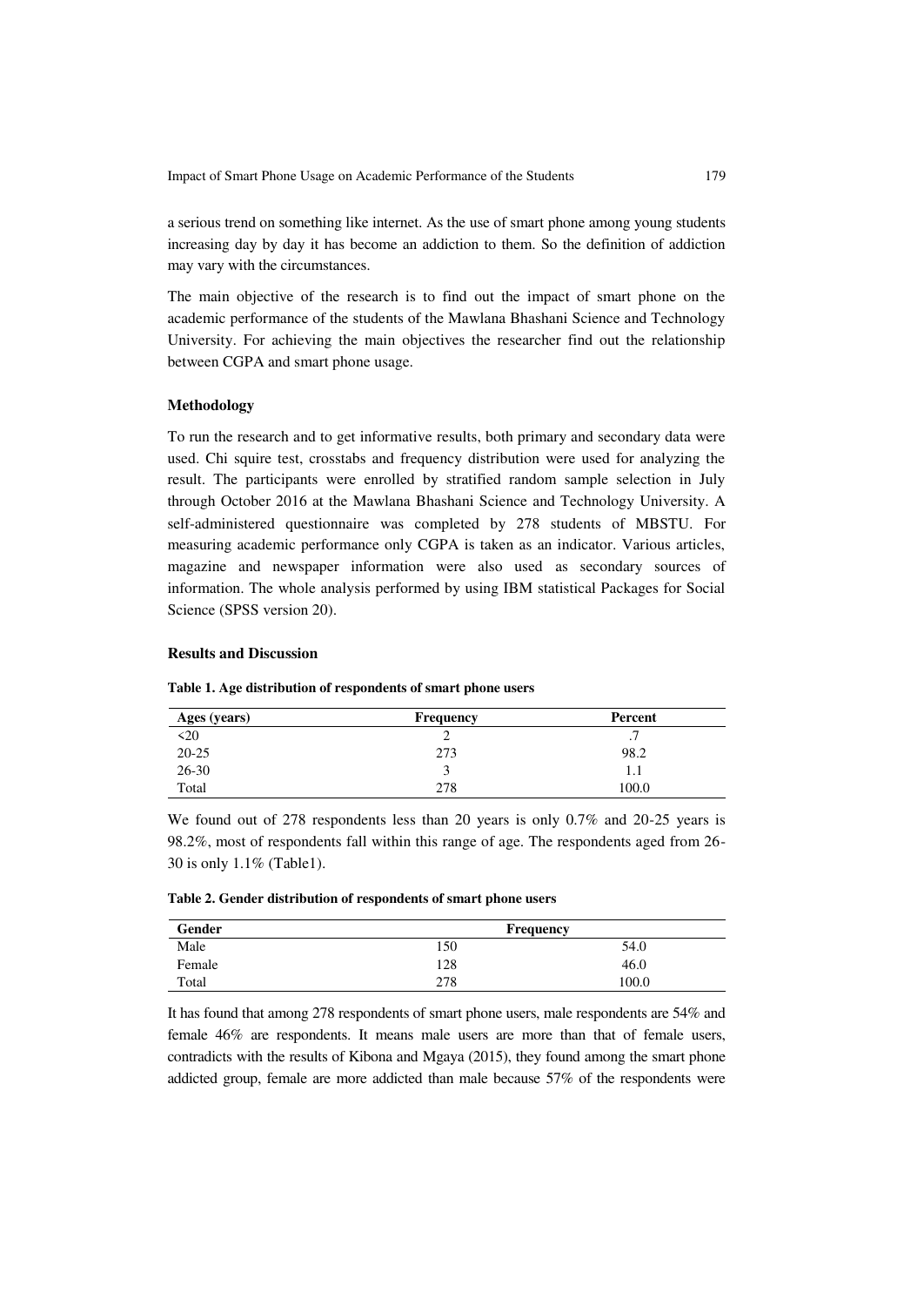a serious trend on something like internet. As the use of smart phone among young students increasing day by day it has become an addiction to them. So the definition of addiction may vary with the circumstances.

The main objective of the research is to find out the impact of smart phone on the academic performance of the students of the Mawlana Bhashani Science and Technology University. For achieving the main objectives the researcher find out the relationship between CGPA and smart phone usage.

### Methodology

To run the research and to get informative results, both primary and secondary data were used. Chi squire test, crosstabs and frequency distribution were used for analyzing the result. The participants were enrolled by stratified random sample selection in July through October 2016 at the Mawlana Bhashani Science and Technology University. A self-administered questionnaire was completed by 278 students of MBSTU. For measuring academic performance only CGPA is taken as an indicator. Various articles, magazine and newspaper information were also used as secondary sources of information. The whole analysis performed by using IBM statistical Packages for Social Science (SPSS version 20).

### Results and Discussion

**Table 1. Age distribution of respondents of smart phone users**

| Ages (years) | Frequency | Percent |
|---|---|---|
| <20 | 2 | .7 |
| 20-25 | 273 | 98.2 |
| 26-30 | 3 | 1.1 |
| Total | 278 | 100.0 |

We found out of 278 respondents less than 20 years is only 0.7% and 20-25 years is 98.2%, most of respondents fall within this range of age. The respondents aged from 26-30 is only 1.1% (Table1).

**Table 2. Gender distribution of respondents of smart phone users**

| Gender | Frequency | |
|---|---|---|
| Male | 150 | 54.0 |
| Female | 128 | 46.0 |
| Total | 278 | 100.0 |

It has found that among 278 respondents of smart phone users, male respondents are 54% and female 46% are respondents. It means male users are more than that of female users, contradicts with the results of Kibona and Mgaya (2015), they found among the smart phone addicted group, female are more addicted than male because 57% of the respondents were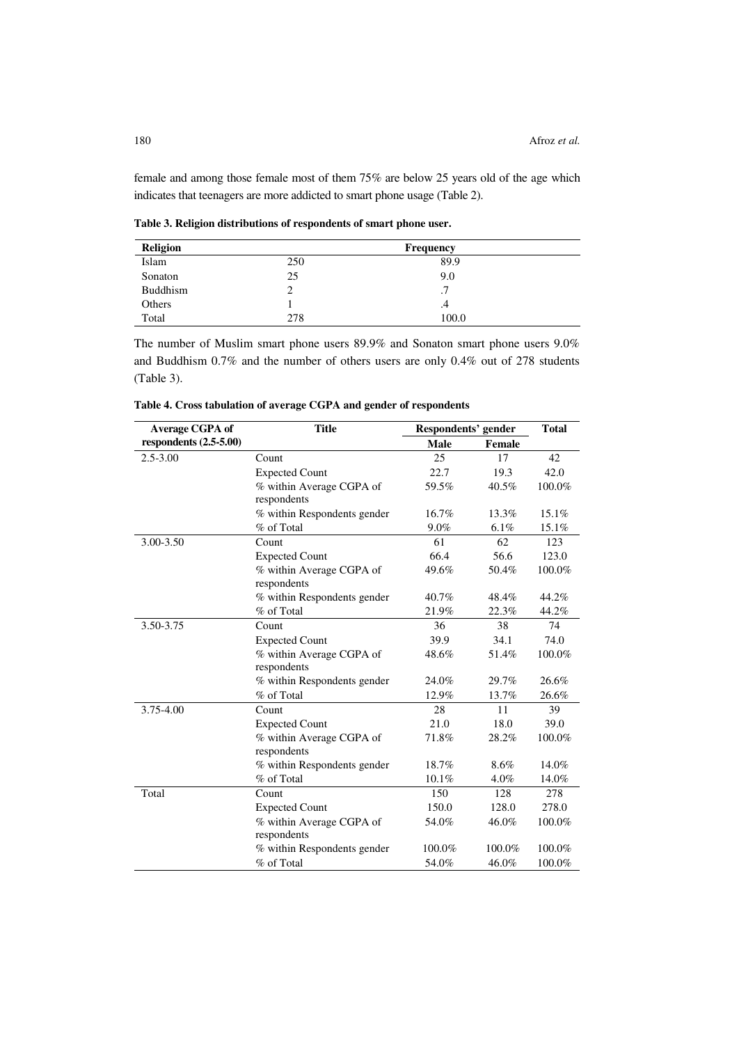female and among those female most of them 75% are below 25 years old of the age which indicates that teenagers are more addicted to smart phone usage (Table 2).

**Table 3. Religion distributions of respondents of smart phone user.**

| Religion | Frequency | |
|---|---|---|
| Islam | 250 | 89.9 |
| Sonaton | 25 | 9.0 |
| Buddhism | 2 | .7 |
| Others | 1 | .4 |
| Total | 278 | 100.0 |

The number of Muslim smart phone users 89.9% and Sonaton smart phone users 9.0% and Buddhism 0.7% and the number of others users are only 0.4% out of 278 students (Table 3).

**Table 4. Cross tabulation of average CGPA and gender of respondents**

| Average CGPA of respondents (2.5-5.00) | Title | Respondents' gender | | Total |
|---|---|---|---|---|
| | | Male | Female | |
| 2.5-3.00 | Count | 25 | 17 | 42 |
| | Expected Count | 22.7 | 19.3 | 42.0 |
| | % within Average CGPA of respondents | 59.5% | 40.5% | 100.0% |
| | % within Respondents gender | 16.7% | 13.3% | 15.1% |
| | % of Total | 9.0% | 6.1% | 15.1% |
| 3.00-3.50 | Count | 61 | 62 | 123 |
| | Expected Count | 66.4 | 56.6 | 123.0 |
| | % within Average CGPA of respondents | 49.6% | 50.4% | 100.0% |
| | % within Respondents gender | 40.7% | 48.4% | 44.2% |
| | % of Total | 21.9% | 22.3% | 44.2% |
| 3.50-3.75 | Count | 36 | 38 | 74 |
| | Expected Count | 39.9 | 34.1 | 74.0 |
| | % within Average CGPA of respondents | 48.6% | 51.4% | 100.0% |
| | % within Respondents gender | 24.0% | 29.7% | 26.6% |
| | % of Total | 12.9% | 13.7% | 26.6% |
| 3.75-4.00 | Count | 28 | 11 | 39 |
| | Expected Count | 21.0 | 18.0 | 39.0 |
| | % within Average CGPA of respondents | 71.8% | 28.2% | 100.0% |
| | % within Respondents gender | 18.7% | 8.6% | 14.0% |
| | % of Total | 10.1% | 4.0% | 14.0% |
| Total | Count | 150 | 128 | 278 |
| | Expected Count | 150.0 | 128.0 | 278.0 |
| | % within Average CGPA of respondents | 54.0% | 46.0% | 100.0% |
| | % within Respondents gender | 100.0% | 100.0% | 100.0% |
| | % of Total | 54.0% | 46.0% | 100.0% |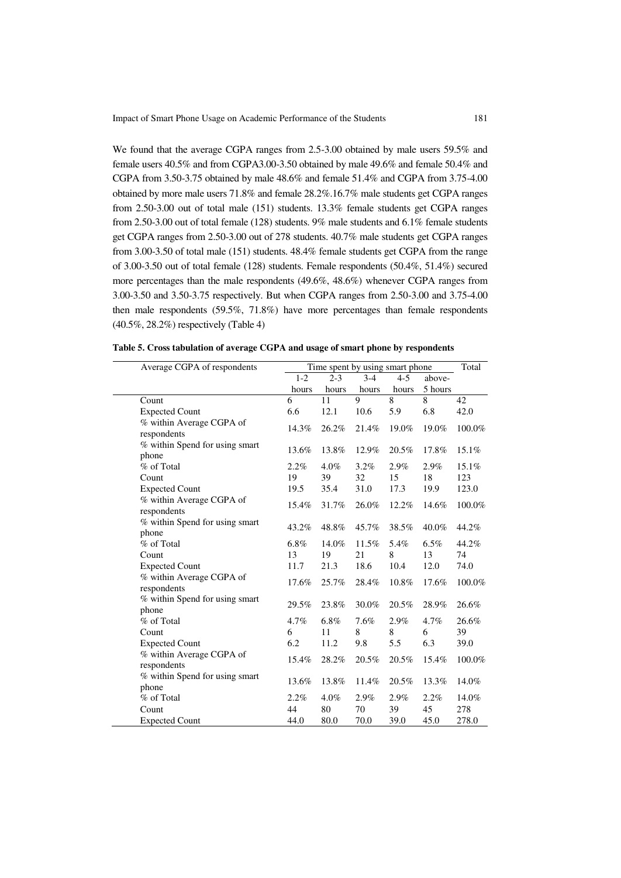We found that the average CGPA ranges from 2.5-3.00 obtained by male users 59.5% and female users 40.5% and from CGPA3.00-3.50 obtained by male 49.6% and female 50.4% and CGPA from 3.50-3.75 obtained by male 48.6% and female 51.4% and CGPA from 3.75-4.00 obtained by more male users 71.8% and female 28.2%.16.7% male students get CGPA ranges from 2.50-3.00 out of total male (151) students. 13.3% female students get CGPA ranges from 2.50-3.00 out of total female (128) students. 9% male students and 6.1% female students get CGPA ranges from 2.50-3.00 out of 278 students. 40.7% male students get CGPA ranges from 3.00-3.50 of total male (151) students. 48.4% female students get CGPA from the range of 3.00-3.50 out of total female (128) students. Female respondents (50.4%, 51.4%) secured more percentages than the male respondents (49.6%, 48.6%) whenever CGPA ranges from 3.00-3.50 and 3.50-3.75 respectively. But when CGPA ranges from 2.50-3.00 and 3.75-4.00 then male respondents (59.5%, 71.8%) have more percentages than female respondents (40.5%, 28.2%) respectively (Table 4)

**Table 5. Cross tabulation of average CGPA and usage of smart phone by respondents**

| Average CGPA of respondents | Time spent by using smart phone | | | | | Total |
|---|---|---|---|---|---|---|
| | 1-2 hours | 2-3 hours | 3-4 hours | 4-5 hours | above-5 hours | |
| Count | 6 | 11 | 9 | 8 | 8 | 42 |
| Expected Count | 6.6 | 12.1 | 10.6 | 5.9 | 6.8 | 42.0 |
| % within Average CGPA of respondents | 14.3% | 26.2% | 21.4% | 19.0% | 19.0% | 100.0% |
| % within Spend for using smart phone | 13.6% | 13.8% | 12.9% | 20.5% | 17.8% | 15.1% |
| % of Total | 2.2% | 4.0% | 3.2% | 2.9% | 2.9% | 15.1% |
| Count | 19 | 39 | 32 | 15 | 18 | 123 |
| Expected Count | 19.5 | 35.4 | 31.0 | 17.3 | 19.9 | 123.0 |
| % within Average CGPA of respondents | 15.4% | 31.7% | 26.0% | 12.2% | 14.6% | 100.0% |
| % within Spend for using smart phone | 43.2% | 48.8% | 45.7% | 38.5% | 40.0% | 44.2% |
| % of Total | 6.8% | 14.0% | 11.5% | 5.4% | 6.5% | 44.2% |
| Count | 13 | 19 | 21 | 8 | 13 | 74 |
| Expected Count | 11.7 | 21.3 | 18.6 | 10.4 | 12.0 | 74.0 |
| % within Average CGPA of respondents | 17.6% | 25.7% | 28.4% | 10.8% | 17.6% | 100.0% |
| % within Spend for using smart phone | 29.5% | 23.8% | 30.0% | 20.5% | 28.9% | 26.6% |
| % of Total | 4.7% | 6.8% | 7.6% | 2.9% | 4.7% | 26.6% |
| Count | 6 | 11 | 8 | 8 | 6 | 39 |
| Expected Count | 6.2 | 11.2 | 9.8 | 5.5 | 6.3 | 39.0 |
| % within Average CGPA of respondents | 15.4% | 28.2% | 20.5% | 20.5% | 15.4% | 100.0% |
| % within Spend for using smart phone | 13.6% | 13.8% | 11.4% | 20.5% | 13.3% | 14.0% |
| % of Total | 2.2% | 4.0% | 2.9% | 2.9% | 2.2% | 14.0% |
| Count | 44 | 80 | 70 | 39 | 45 | 278 |
| Expected Count | 44.0 | 80.0 | 70.0 | 39.0 | 45.0 | 278.0 |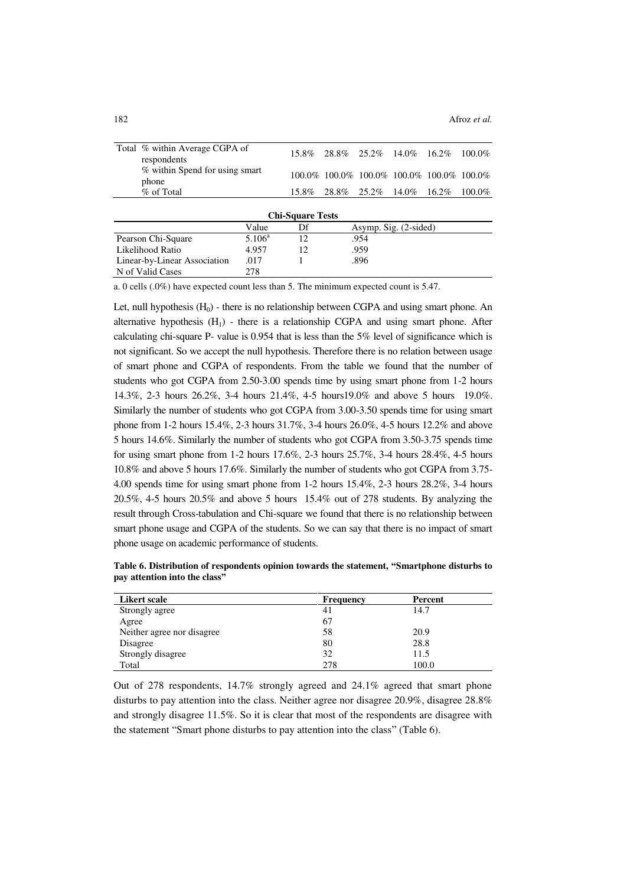| Total | % within Average CGPA of respondents | 15.8% | 28.8% | 25.2% | 14.0% | 16.2% | 100.0% |
|---|---|---|---|---|---|---|---|
| | % within Spend for using smart phone | 100.0% | 100.0% | 100.0% | 100.0% | 100.0% | 100.0% |
| | % of Total | 15.8% | 28.8% | 25.2% | 14.0% | 16.2% | 100.0% |

**Chi-Square Tests**

| | Value | Df | Asymp. Sig. (2-sided) |
|---|---|---|---|
| Pearson Chi-Square | 5.106[a] | 12 | .954 |
| Likelihood Ratio | 4.957 | 12 | .959 |
| Linear-by-Linear Association | .017 | 1 | .896 |
| N of Valid Cases | 278 | | |

a. 0 cells (.0%) have expected count less than 5. The minimum expected count is 5.47.

Let, null hypothesis ($H_0$) - there is no relationship between CGPA and using smart phone. An alternative hypothesis ($H_1$) - there is a relationship CGPA and using smart phone. After calculating chi-square P- value is 0.954 that is less than the 5% level of significance which is not significant. So we accept the null hypothesis. Therefore there is no relation between usage of smart phone and CGPA of respondents. From the table we found that the number of students who got CGPA from 2.50-3.00 spends time by using smart phone from 1-2 hours 14.3%, 2-3 hours 26.2%, 3-4 hours 21.4%, 4-5 hours19.0% and above 5 hours 19.0%. Similarly the number of students who got CGPA from 3.00-3.50 spends time for using smart phone from 1-2 hours 15.4%, 2-3 hours 31.7%, 3-4 hours 26.0%, 4-5 hours 12.2% and above 5 hours 14.6%. Similarly the number of students who got CGPA from 3.50-3.75 spends time for using smart phone from 1-2 hours 17.6%, 2-3 hours 25.7%, 3-4 hours 28.4%, 4-5 hours 10.8% and above 5 hours 17.6%. Similarly the number of students who got CGPA from 3.75-4.00 spends time for using smart phone from 1-2 hours 15.4%, 2-3 hours 28.2%, 3-4 hours 20.5%, 4-5 hours 20.5% and above 5 hours 15.4% out of 278 students. By analyzing the result through Cross-tabulation and Chi-square we found that there is no relationship between smart phone usage and CGPA of the students. So we can say that there is no impact of smart phone usage on academic performance of students.

**Table 6. Distribution of respondents opinion towards the statement, "Smartphone disturbs to pay attention into the class"**

| Likert scale | Frequency | Percent |
|---|---|---|
| Strongly agree | 41 | 14.7 |
| Agree | 67 | |
| Neither agree nor disagree | 58 | 20.9 |
| Disagree | 80 | 28.8 |
| Strongly disagree | 32 | 11.5 |
| Total | 278 | 100.0 |

Out of 278 respondents, 14.7% strongly agreed and 24.1% agreed that smart phone disturbs to pay attention into the class. Neither agree nor disagree 20.9%, disagree 28.8% and strongly disagree 11.5%. So it is clear that most of the respondents are disagree with the statement "Smart phone disturbs to pay attention into the class" (Table 6).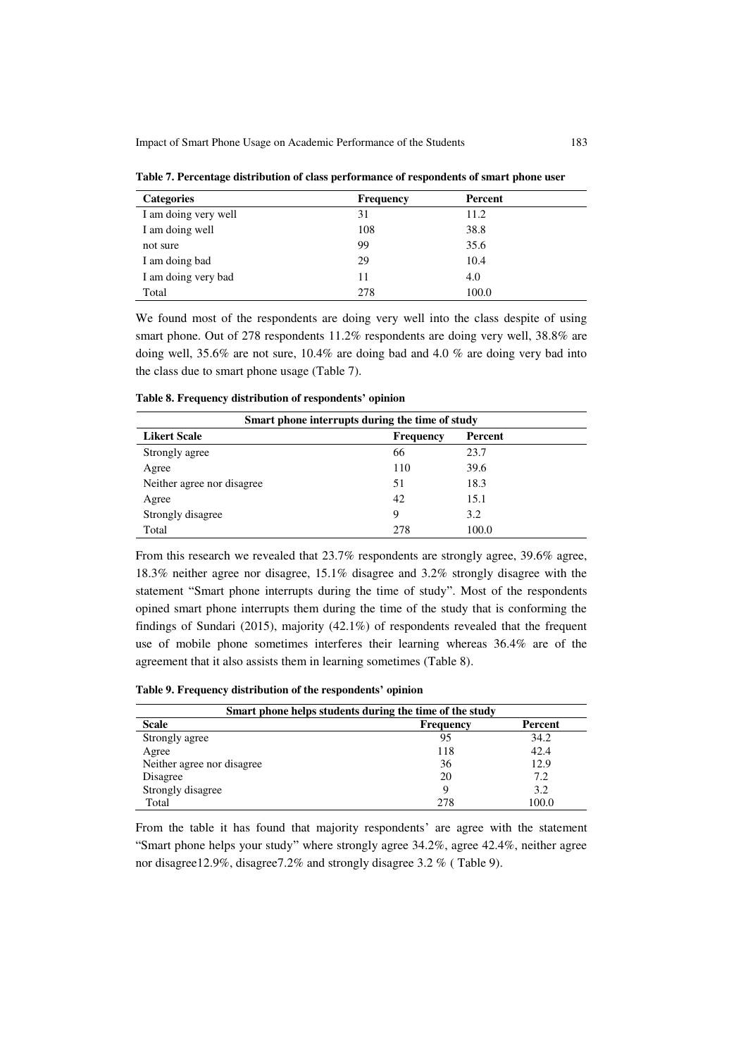**Table 7. Percentage distribution of class performance of respondents of smart phone user**

| Categories | Frequency | Percent |
|---|---|---|
| I am doing very well | 31 | 11.2 |
| I am doing well | 108 | 38.8 |
| not sure | 99 | 35.6 |
| I am doing bad | 29 | 10.4 |
| I am doing very bad | 11 | 4.0 |
| Total | 278 | 100.0 |

We found most of the respondents are doing very well into the class despite of using smart phone. Out of 278 respondents 11.2% respondents are doing very well, 38.8% are doing well, 35.6% are not sure, 10.4% are doing bad and 4.0 % are doing very bad into the class due to smart phone usage (Table 7).

**Table 8. Frequency distribution of respondents' opinion**

| Smart phone interrupts during the time of study | | |
|---|---|---|
| **Likert Scale** | **Frequency** | **Percent** |
| Strongly agree | 66 | 23.7 |
| Agree | 110 | 39.6 |
| Neither agree nor disagree | 51 | 18.3 |
| Agree | 42 | 15.1 |
| Strongly disagree | 9 | 3.2 |
| Total | 278 | 100.0 |

From this research we revealed that 23.7% respondents are strongly agree, 39.6% agree, 18.3% neither agree nor disagree, 15.1% disagree and 3.2% strongly disagree with the statement "Smart phone interrupts during the time of study". Most of the respondents opined smart phone interrupts them during the time of the study that is conforming the findings of Sundari (2015), majority (42.1%) of respondents revealed that the frequent use of mobile phone sometimes interferes their learning whereas 36.4% are of the agreement that it also assists them in learning sometimes (Table 8).

**Table 9. Frequency distribution of the respondents' opinion**

| Smart phone helps students during the time of the study | | |
|---|---|---|
| **Scale** | **Frequency** | **Percent** |
| Strongly agree | 95 | 34.2 |
| Agree | 118 | 42.4 |
| Neither agree nor disagree | 36 | 12.9 |
| Disagree | 20 | 7.2 |
| Strongly disagree | 9 | 3.2 |
| Total | 278 | 100.0 |

From the table it has found that majority respondents' are agree with the statement "Smart phone helps your study" where strongly agree 34.2%, agree 42.4%, neither agree nor disagree12.9%, disagree7.2% and strongly disagree 3.2 % ( Table 9).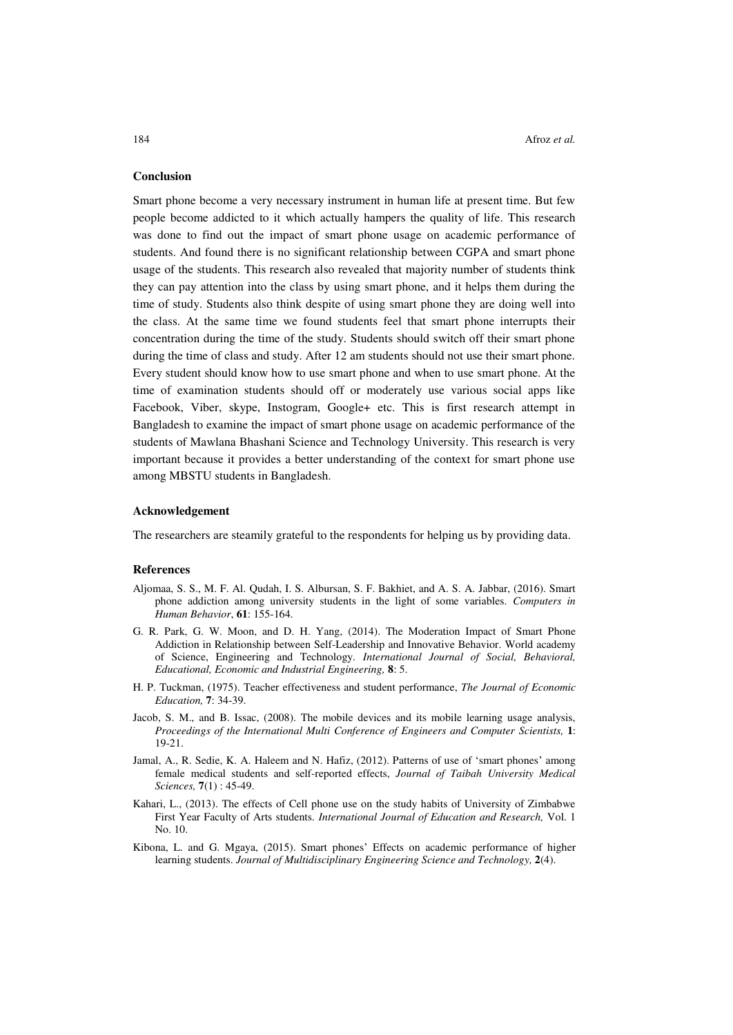## Conclusion

Smart phone become a very necessary instrument in human life at present time. But few people become addicted to it which actually hampers the quality of life. This research was done to find out the impact of smart phone usage on academic performance of students. And found there is no significant relationship between CGPA and smart phone usage of the students. This research also revealed that majority number of students think they can pay attention into the class by using smart phone, and it helps them during the time of study. Students also think despite of using smart phone they are doing well into the class. At the same time we found students feel that smart phone interrupts their concentration during the time of the study. Students should switch off their smart phone during the time of class and study. After 12 am students should not use their smart phone. Every student should know how to use smart phone and when to use smart phone. At the time of examination students should off or moderately use various social apps like Facebook, Viber, skype, Instogram, Google+ etc. This is first research attempt in Bangladesh to examine the impact of smart phone usage on academic performance of the students of Mawlana Bhashani Science and Technology University. This research is very important because it provides a better understanding of the context for smart phone use among MBSTU students in Bangladesh.

## Acknowledgement

The researchers are steamily grateful to the respondents for helping us by providing data.

## References

Aljomaa, S. S., M. F. Al. Qudah, I. S. Albursan, S. F. Bakhiet, and A. S. A. Jabbar, (2016). Smart phone addiction among university students in the light of some variables. *Computers in Human Behavior*, **61**: 155-164.

G. R. Park, G. W. Moon, and D. H. Yang, (2014). The Moderation Impact of Smart Phone Addiction in Relationship between Self-Leadership and Innovative Behavior. World academy of Science, Engineering and Technology. *International Journal of Social, Behavioral, Educational, Economic and Industrial Engineering,* **8**: 5.

H. P. Tuckman, (1975). Teacher effectiveness and student performance, *The Journal of Economic Education,* **7**: 34-39.

Jacob, S. M., and B. Issac, (2008). The mobile devices and its mobile learning usage analysis, *Proceedings of the International Multi Conference of Engineers and Computer Scientists,* **1**: 19-21.

Jamal, A., R. Sedie, K. A. Haleem and N. Hafiz, (2012). Patterns of use of 'smart phones' among female medical students and self-reported effects, *Journal of Taibah University Medical Sciences,* **7**(1) : 45-49.

Kahari, L., (2013). The effects of Cell phone use on the study habits of University of Zimbabwe First Year Faculty of Arts students. *International Journal of Education and Research,* Vol. 1 No. 10.

Kibona, L. and G. Mgaya, (2015). Smart phones' Effects on academic performance of higher learning students. *Journal of Multidisciplinary Engineering Science and Technology,* **2**(4).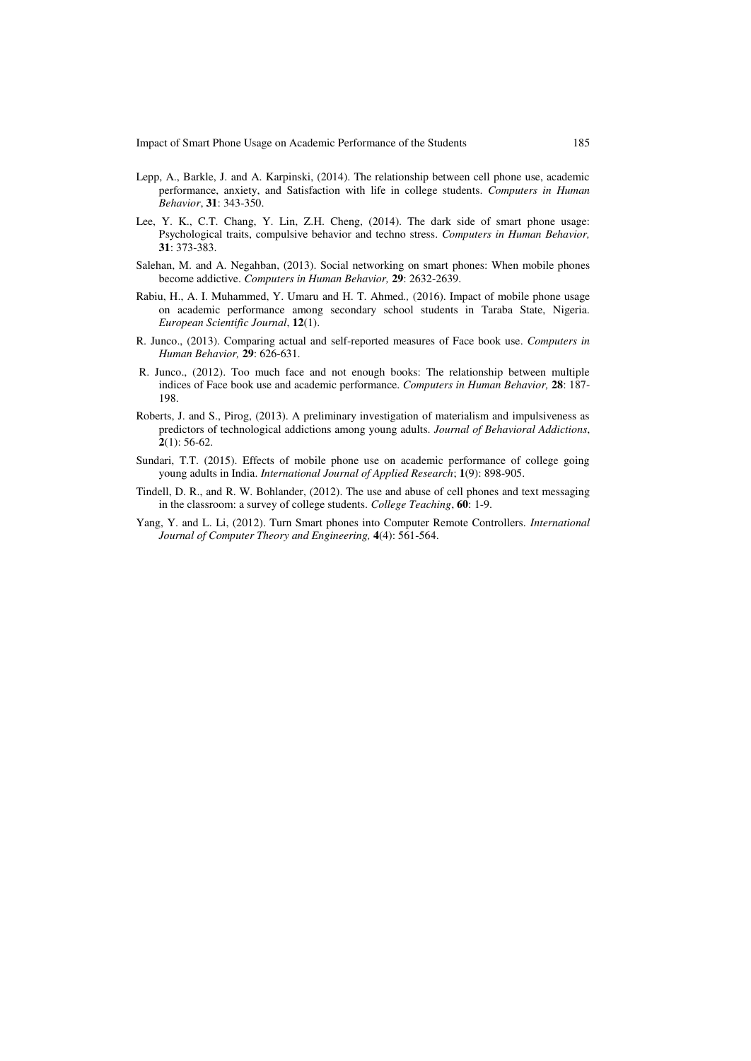Lepp, A., Barkle, J. and A. Karpinski, (2014). The relationship between cell phone use, academic performance, anxiety, and Satisfaction with life in college students. *Computers in Human Behavior*, **31**: 343-350.

Lee, Y. K., C.T. Chang, Y. Lin, Z.H. Cheng, (2014). The dark side of smart phone usage: Psychological traits, compulsive behavior and techno stress. *Computers in Human Behavior,* **31**: 373-383.

Salehan, M. and A. Negahban, (2013). Social networking on smart phones: When mobile phones become addictive. *Computers in Human Behavior,* **29**: 2632-2639.

Rabiu, H., A. I. Muhammed, Y. Umaru and H. T. Ahmed*.,* (2016). Impact of mobile phone usage on academic performance among secondary school students in Taraba State, Nigeria. *European Scientific Journal*, **12**(1).

R. Junco., (2013). Comparing actual and self-reported measures of Face book use. *Computers in Human Behavior,* **29**: 626-631.

R. Junco., (2012). Too much face and not enough books: The relationship between multiple indices of Face book use and academic performance. *Computers in Human Behavior,* **28**: 187-198.

Roberts, J. and S., Pirog, (2013). A preliminary investigation of materialism and impulsiveness as predictors of technological addictions among young adults. *Journal of Behavioral Addictions*, **2**(1): 56-62.

Sundari, T.T. (2015). Effects of mobile phone use on academic performance of college going young adults in India. *International Journal of Applied Research*; **1**(9): 898-905.

Tindell, D. R., and R. W. Bohlander, (2012). The use and abuse of cell phones and text messaging in the classroom: a survey of college students. *College Teaching*, **60**: 1-9.

Yang, Y. and L. Li, (2012). Turn Smart phones into Computer Remote Controllers. *International Journal of Computer Theory and Engineering,* **4**(4): 561-564.